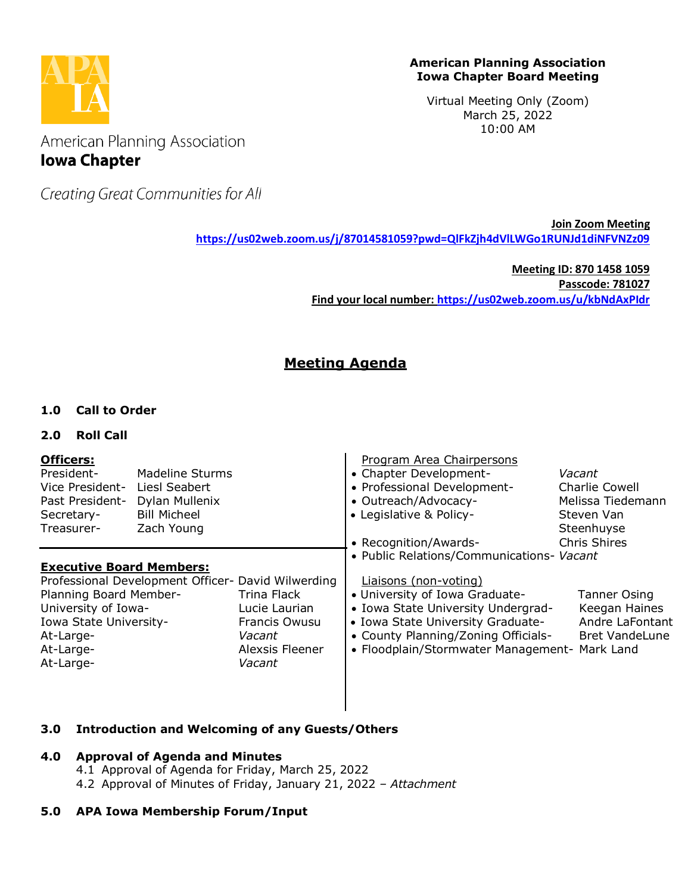American Planning Association
**Iowa Chapter**

*Creating Great Communities for All*

**American Planning Association**
**Iowa Chapter Board Meeting**

Virtual Meeting Only (Zoom)
March 25, 2022
10:00 AM

**Join Zoom Meeting**
**https://us02web.zoom.us/j/87014581059?pwd=QlFkZjh4dVlLWGo1RUNJd1diNFVNZz09**

**Meeting ID: 870 1458 1059**
**Passcode: 781027**
**Find your local number: https://us02web.zoom.us/u/kbNdAxPIdr**

## Meeting Agenda

**1.0 Call to Order**

**2.0 Roll Call**

**Officers:**

| | |
|---|---|
| President- | Madeline Sturms |
| Vice President- | Liesl Seabert |
| Past President- | Dylan Mullenix |
| Secretary- | Bill Micheel |
| Treasurer- | Zach Young |

**Executive Board Members:**

| | |
|---|---|
| Professional Development Officer- | David Wilwerding |
| Planning Board Member- | Trina Flack |
| University of Iowa- | Lucie Laurian |
| Iowa State University- | Francis Owusu |
| At-Large- | *Vacant* |
| At-Large- | Alexsis Fleener |
| At-Large- | *Vacant* |

Program Area Chairpersons

- Chapter Development- *Vacant*
- Professional Development- Charlie Cowell
- Outreach/Advocacy- Melissa Tiedemann
- Legislative & Policy- Steven Van Steenhuyse
- Recognition/Awards- Chris Shires
- Public Relations/Communications- *Vacant*

Liaisons (non-voting)

- University of Iowa Graduate- Tanner Osing
- Iowa State University Undergrad- Keegan Haines
- Iowa State University Graduate- Andre LaFontant
- County Planning/Zoning Officials- Bret VandeLune
- Floodplain/Stormwater Management- Mark Land

**3.0 Introduction and Welcoming of any Guests/Others**

**4.0 Approval of Agenda and Minutes**

4.1 Approval of Agenda for Friday, March 25, 2022
4.2 Approval of Minutes of Friday, January 21, 2022 – *Attachment*

**5.0 APA Iowa Membership Forum/Input**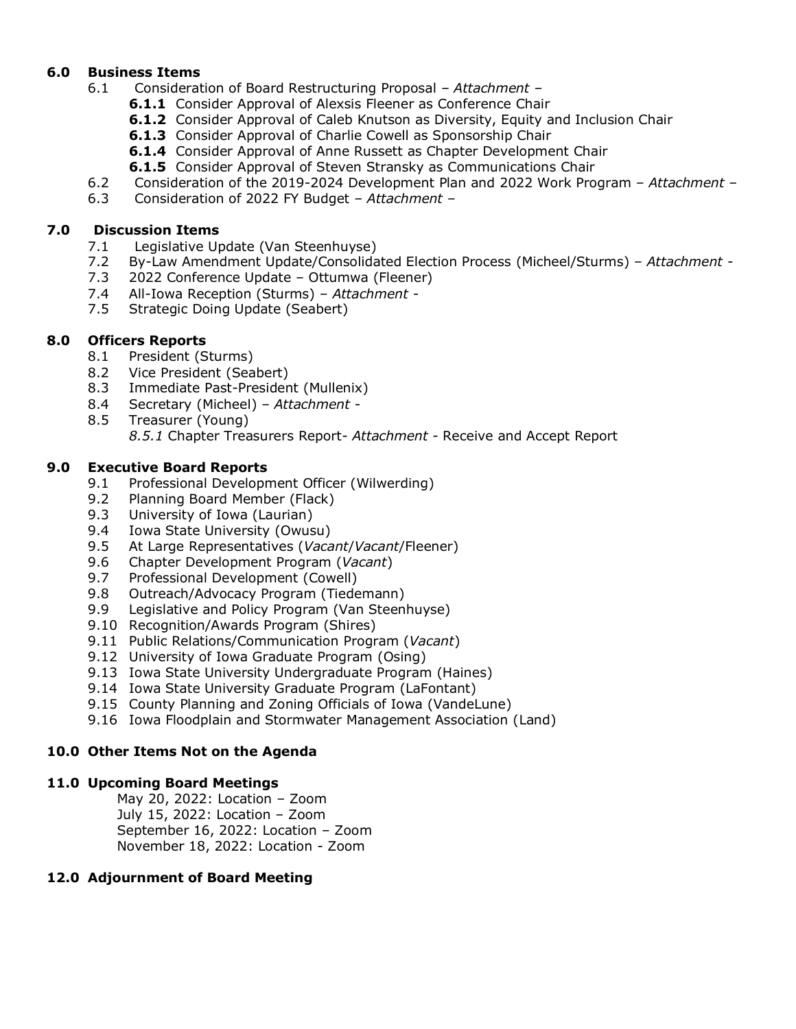## 6.0 Business Items

- 6.1 Consideration of Board Restructuring Proposal – *Attachment* –
  - **6.1.1** Consider Approval of Alexsis Fleener as Conference Chair
  - **6.1.2** Consider Approval of Caleb Knutson as Diversity, Equity and Inclusion Chair
  - **6.1.3** Consider Approval of Charlie Cowell as Sponsorship Chair
  - **6.1.4** Consider Approval of Anne Russett as Chapter Development Chair
  - **6.1.5** Consider Approval of Steven Stransky as Communications Chair
- 6.2 Consideration of the 2019-2024 Development Plan and 2022 Work Program – *Attachment* –
- 6.3 Consideration of 2022 FY Budget – *Attachment* –

## 7.0 Discussion Items

- 7.1 Legislative Update (Van Steenhuyse)
- 7.2 By-Law Amendment Update/Consolidated Election Process (Micheel/Sturms) – *Attachment* -
- 7.3 2022 Conference Update – Ottumwa (Fleener)
- 7.4 All-Iowa Reception (Sturms) – *Attachment* -
- 7.5 Strategic Doing Update (Seabert)

## 8.0 Officers Reports

- 8.1 President (Sturms)
- 8.2 Vice President (Seabert)
- 8.3 Immediate Past-President (Mullenix)
- 8.4 Secretary (Micheel) – *Attachment* -
- 8.5 Treasurer (Young)
  - *8.5.1* Chapter Treasurers Report- *Attachment* - Receive and Accept Report

## 9.0 Executive Board Reports

- 9.1 Professional Development Officer (Wilwerding)
- 9.2 Planning Board Member (Flack)
- 9.3 University of Iowa (Laurian)
- 9.4 Iowa State University (Owusu)
- 9.5 At Large Representatives (*Vacant*/*Vacant*/Fleener)
- 9.6 Chapter Development Program (*Vacant*)
- 9.7 Professional Development (Cowell)
- 9.8 Outreach/Advocacy Program (Tiedemann)
- 9.9 Legislative and Policy Program (Van Steenhuyse)
- 9.10 Recognition/Awards Program (Shires)
- 9.11 Public Relations/Communication Program (*Vacant*)
- 9.12 University of Iowa Graduate Program (Osing)
- 9.13 Iowa State University Undergraduate Program (Haines)
- 9.14 Iowa State University Graduate Program (LaFontant)
- 9.15 County Planning and Zoning Officials of Iowa (VandeLune)
- 9.16 Iowa Floodplain and Stormwater Management Association (Land)

## 10.0 Other Items Not on the Agenda

## 11.0 Upcoming Board Meetings

May 20, 2022: Location – Zoom
July 15, 2022: Location – Zoom
September 16, 2022: Location – Zoom
November 18, 2022: Location - Zoom

## 12.0 Adjournment of Board Meeting